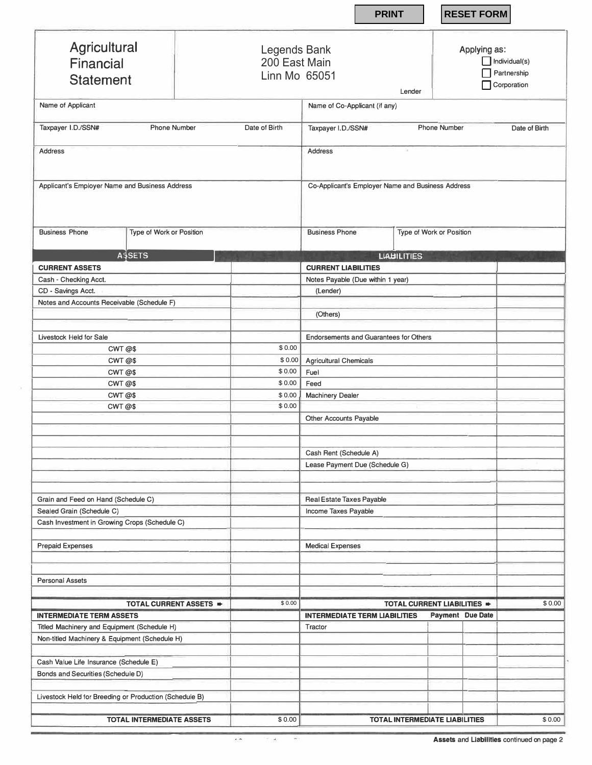PRINT RESET FORM

| Agricultural Financial Statement | Legends Bank<br>200 East Main<br>Linn Mo 65051<br>Lender | Applying as:<br>☐ Individual(s)<br>☐ Partnership<br>☐ Corporation |
|---|---|---|

| Name of Applicant | | | Name of Co-Applicant (if any) | | |
|---|---|---|---|---|---|
| Taxpayer I.D./SSN# | Phone Number | Date of Birth | Taxpayer I.D./SSN# | Phone Number | Date of Birth |
| Address | | | Address | | |
| Applicant's Employer Name and Business Address | | | Co-Applicant's Employer Name and Business Address | | |
| Business Phone | Type of Work or Position | | Business Phone | Type of Work or Position | |

| ASSETS | | LIABILITIES | | | |
|---|---|---|---|---|---|
| **CURRENT ASSETS** | | **CURRENT LIABILITIES** | | | |
| Cash - Checking Acct. | | Notes Payable (Due within 1 year) | | | |
| CD - Savings Acct. | | (Lender) | | | |
| Notes and Accounts Receivable (Schedule F) | | | | | |
| | | (Others) | | | |
| | | | | | |
| Livestock Held for Sale | | Endorsements and Guarantees for Others | | | |
| CWT @$ | $ 0.00 | | | | |
| CWT @$ | $ 0.00 | Agricultural Chemicals | | | |
| CWT @$ | $ 0.00 | Fuel | | | |
| CWT @$ | $ 0.00 | Feed | | | |
| CWT @$ | $ 0.00 | Machinery Dealer | | | |
| CWT @$ | $ 0.00 | | | | |
| | | Other Accounts Payable | | | |
| | | | | | |
| | | | | | |
| | | Cash Rent (Schedule A) | | | |
| | | Lease Payment Due (Schedule G) | | | |
| | | | | | |
| | | | | | |
| Grain and Feed on Hand (Schedule C) | | Real Estate Taxes Payable | | | |
| Sealed Grain (Schedule C) | | Income Taxes Payable | | | |
| Cash Investment in Growing Crops (Schedule C) | | | | | |
| | | | | | |
| Prepaid Expenses | | Medical Expenses | | | |
| | | | | | |
| | | | | | |
| Personal Assets | | | | | |
| | | | | | |
| **TOTAL CURRENT ASSETS ➡** | $ 0.00 | **TOTAL CURRENT LIABILITIES ➡** | | | $ 0.00 |
| **INTERMEDIATE TERM ASSETS** | | **INTERMEDIATE TERM LIABILITIES** | **Payment** | **Due Date** | |
| Titled Machinery and Equipment (Schedule H) | | Tractor | | | |
| Non-titled Machinery & Equipment (Schedule H) | | | | | |
| | | | | | |
| Cash Value Life Insurance (Schedule E) | | | | | |
| Bonds and Securities (Schedule D) | | | | | |
| | | | | | |
| Livestock Held for Breeding or Production (Schedule B) | | | | | |
| | | | | | |
| **TOTAL INTERMEDIATE ASSETS** | $ 0.00 | **TOTAL INTERMEDIATE LIABILITIES** | | | $ 0.00 |

**Assets** and **Liabilities** continued on page 2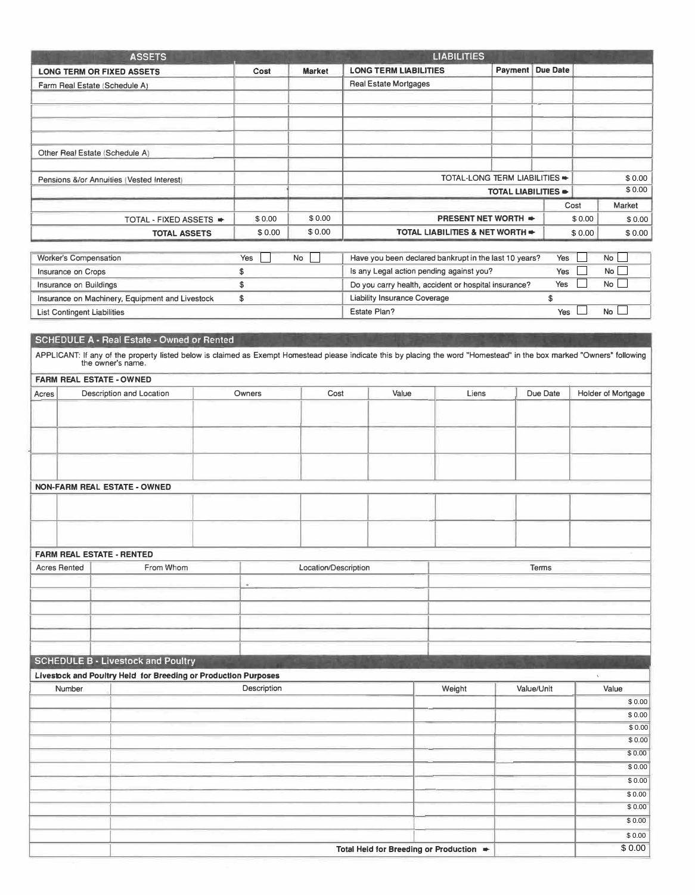| ASSETS | | | LIABILITIES | | | | |
|---|---|---|---|---|---|---|---|
| **LONG TERM OR FIXED ASSETS** | **Cost** | **Market** | **LONG TERM LIABILITIES** | **Payment** | **Due Date** | | |
| Farm Real Estate (Schedule A) | | | Real Estate Mortgages | | | | |
| | | | | | | | |
| | | | | | | | |
| | | | | | | | |
| | | | | | | | |
| Other Real Estate (Schedule A) | | | | | | | |
| | | | | | | | |
| Pensions &/or Annuities (Vested Interest) | | | TOTAL-LONG TERM LIABILITIES ➡ | | | | $ 0.00 |
| | | | TOTAL LIABILITIES ➡ | | | | $ 0.00 |
| | | | | | | Cost | Market |
| TOTAL - FIXED ASSETS ➡ | $ 0.00 | $ 0.00 | **PRESENT NET WORTH ➡** | | | $ 0.00 | $ 0.00 |
| **TOTAL ASSETS** | $ 0.00 | $ 0.00 | **TOTAL LIABILITIES & NET WORTH ➡** | | | $ 0.00 | $ 0.00 |

| | | | | | |
|---|---|---|---|---|---|
| Worker's Compensation | Yes ☐ | No ☐ | Have you been declared bankrupt in the last 10 years? | Yes ☐ | No ☐ |
| Insurance on Crops | $ | | Is any Legal action pending against you? | Yes ☐ | No ☐ |
| Insurance on Buildings | $ | | Do you carry health, accident or hospital insurance? | Yes ☐ | No ☐ |
| Insurance on Machinery, Equipment and Livestock | $ | | Liability Insurance Coverage | $ | |
| List Contingent Liabilities | | | Estate Plan? | Yes ☐ | No ☐ |

## SCHEDULE A - Real Estate - Owned or Rented

APPLICANT: If any of the property listed below is claimed as Exempt Homestead please indicate this by placing the word "Homestead" in the box marked "Owners" following the owner's name.

**FARM REAL ESTATE - OWNED**

| Acres | Description and Location | Owners | Cost | Value | Liens | Due Date | Holder of Mortgage |
|---|---|---|---|---|---|---|---|
| | | | | | | | |
| | | | | | | | |
| | | | | | | | |
| **NON-FARM REAL ESTATE - OWNED** | | | | | | | |
| | | | | | | | |
| | | | | | | | |

**FARM REAL ESTATE - RENTED**

| Acres Rented | From Whom | Location/Description | Terms |
|---|---|---|---|
| | | | |
| | | | |
| | | | |
| | | | |
| | | | |
| | | | |

## SCHEDULE B - Livestock and Poultry

**Livestock and Poultry Held for Breeding or Production Purposes**

| Number | Description | Weight | Value/Unit | Value |
|---|---|---|---|---|
| | | | | $ 0.00 |
| | | | | $ 0.00 |
| | | | | $ 0.00 |
| | | | | $ 0.00 |
| | | | | $ 0.00 |
| | | | | $ 0.00 |
| | | | | $ 0.00 |
| | | | | $ 0.00 |
| | | | | $ 0.00 |
| | | | | $ 0.00 |
| | | | | $ 0.00 |
| | **Total Held for Breeding or Production ➡** | | | $ 0.00 |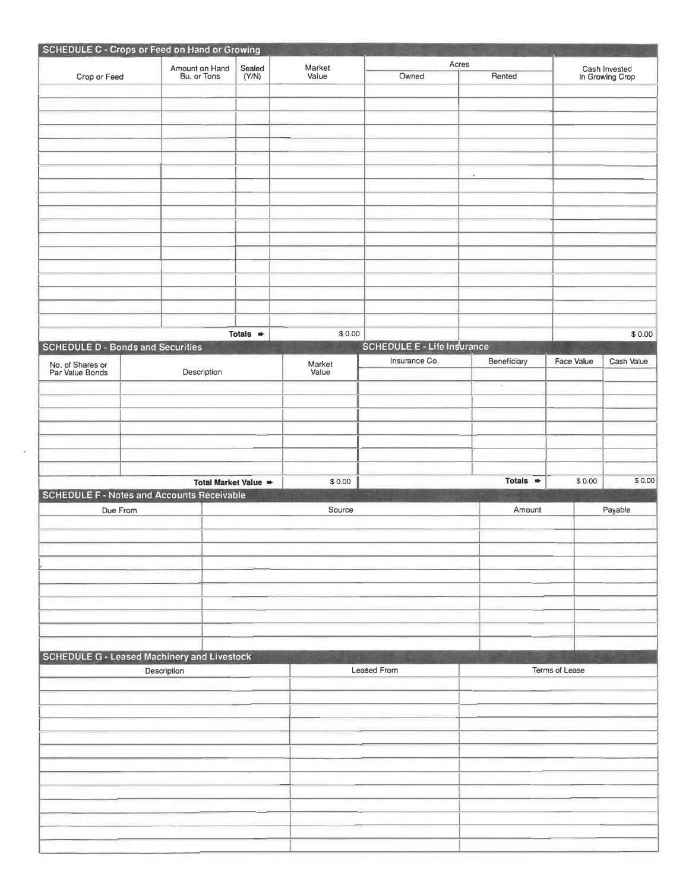## SCHEDULE C - Crops or Feed on Hand or Growing

| Crop or Feed | Amount on Hand Bu. or Tons | Sealed (Y/N) | Market Value | Acres | | Cash Invested In Growing Crop |
|---|---|---|---|---|---|---|
| | | | | Owned | Rented | |
| | | | | | | |
| | | | | | | |
| | | | | | | |
| | | | | | | |
| | | | | | | |
| | | | | | | |
| | | | | | | |
| | | | | | | |
| | | | | | | |
| | | | | | | |
| | | | | | | |
| | | | | | | |
| | | | | | | |
| | | | | | | |
| | | | | | | |
| | | | | | | |
| | | | | | | |
| | | Totals ➡ | $ 0.00 | | | $ 0.00 |

## SCHEDULE D - Bonds and Securities

| No. of Shares or Par Value Bonds | Description | Market Value |
|---|---|---|
| | | |
| | | |
| | | |
| | | |
| | | |
| | | |
| | | |
| | Total Market Value ➡ | $ 0.00 |

## SCHEDULE E - Life Insurance

| Insurance Co. | Beneficiary | Face Value | Cash Value |
|---|---|---|---|
| | | | |
| | | | |
| | | | |
| | | | |
| | | | |
| | | | |
| | | | |
| | Totals ➡ | $ 0.00 | $ 0.00 |

## SCHEDULE F - Notes and Accounts Receivable

| Due From | Source | Amount | Payable |
|---|---|---|---|
| | | | |
| | | | |
| | | | |
| | | | |
| | | | |
| | | | |
| | | | |
| | | | |
| | | | |
| | | | |

## SCHEDULE G - Leased Machinery and Livestock

| Description | Leased From | Terms of Lease |
|---|---|---|
| | | |
| | | |
| | | |
| | | |
| | | |
| | | |
| | | |
| | | |
| | | |
| | | |
| | | |
| | | |
| | | |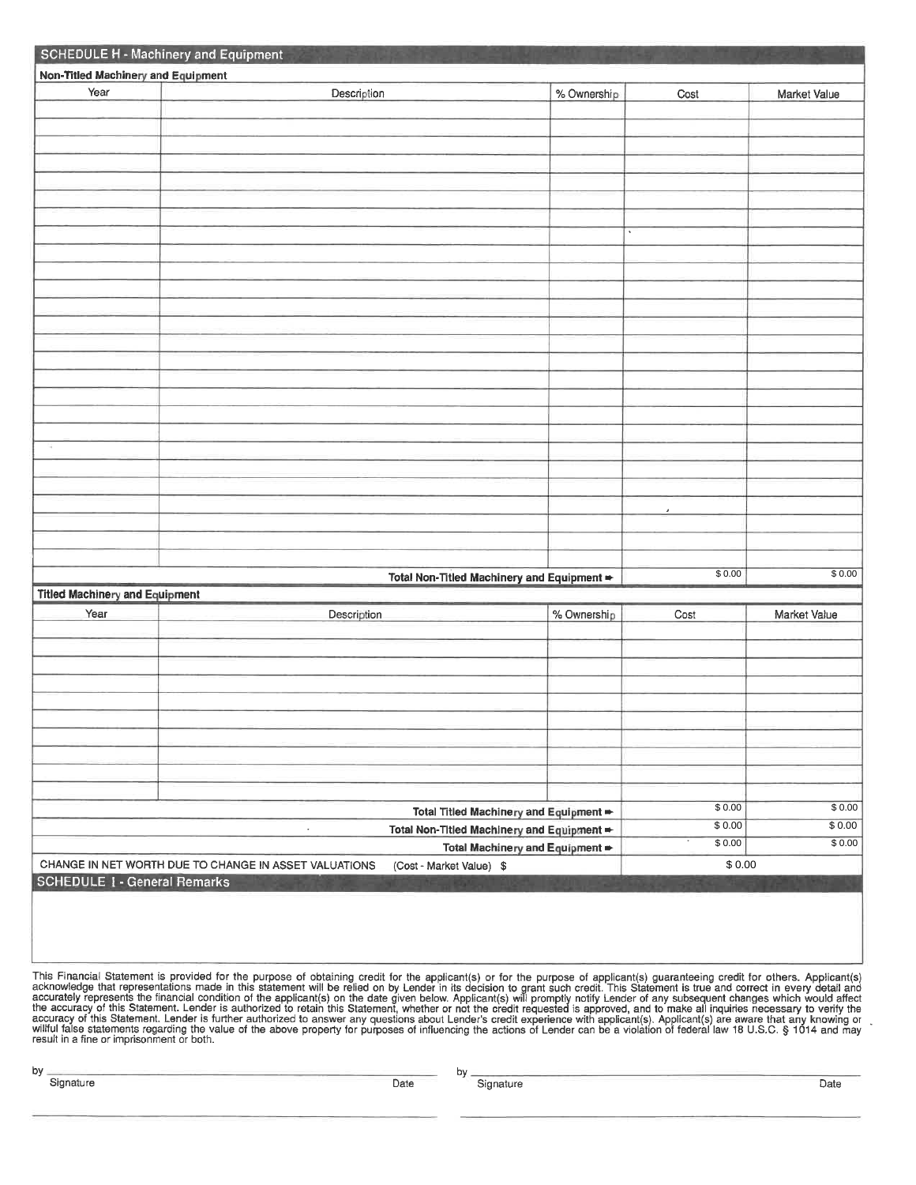## SCHEDULE H - Machinery and Equipment

### Non-Titled Machinery and Equipment

| Year | Description | % Ownership | Cost | Market Value |
|---|---|---|---|---|
| | | | | |
| | | | | |
| | | | | |
| | | | | |
| | | | | |
| | | | | |
| | | | | |
| | | | | |
| | | | | |
| | | | | |
| | | | | |
| | | | | |
| | | | | |
| | | | | |
| | | | | |
| | | | | |
| | | | | |
| | | | | |
| | | | | |
| | | | | |
| | | | | |
| | | | | |
| | | | | |
| | | | | |
| | | | | |
| | Total Non-Titled Machinery and Equipment ➡ | | $ 0.00 | $ 0.00 |

### Titled Machinery and Equipment

| Year | Description | % Ownership | Cost | Market Value |
|---|---|---|---|---|
| | | | | |
| | | | | |
| | | | | |
| | | | | |
| | | | | |
| | | | | |
| | | | | |
| | | | | |
| | | | | |
| | | | | |
| | Total Titled Machinery and Equipment ➡ | | $ 0.00 | $ 0.00 |
| | Total Non-Titled Machinery and Equipment ➡ | | $ 0.00 | $ 0.00 |
| | Total Machinery and Equipment ➡ | | $ 0.00 | $ 0.00 |

CHANGE IN NET WORTH DUE TO CHANGE IN ASSET VALUATIONS (Cost - Market Value) $ $ 0.00

## SCHEDULE I - General Remarks

This Financial Statement is provided for the purpose of obtaining credit for the applicant(s) or for the purpose of applicant(s) guaranteeing credit for others. Applicant(s) acknowledge that representations made in this statement will be relied on by Lender in its decision to grant such credit. This Statement is true and correct in every detail and accurately represents the financial condition of the applicant(s) on the date given below. Applicant(s) will promptly notify Lender of any subsequent changes which would affect the accuracy of this Statement. Lender is authorized to retain this Statement, whether or not the credit requested is approved, and to make all inquiries necessary to verify the accuracy of this Statement. Lender is further authorized to answer any questions about Lender's credit experience with applicant(s). Applicant(s) are aware that any knowing or willful false statements regarding the value of the above property for purposes of influencing the actions of Lender can be a violation of federal law 18 U.S.C. § 1014 and may result in a fine or imprisonment or both.

by \_\_\_\_\_\_\_\_\_\_\_\_\_\_\_\_\_\_\_\_\_\_\_\_\_\_\_\_\_\_\_\_\_\_
Signature Date

by \_\_\_\_\_\_\_\_\_\_\_\_\_\_\_\_\_\_\_\_\_\_\_\_\_\_\_\_\_\_\_\_\_\_
Signature Date